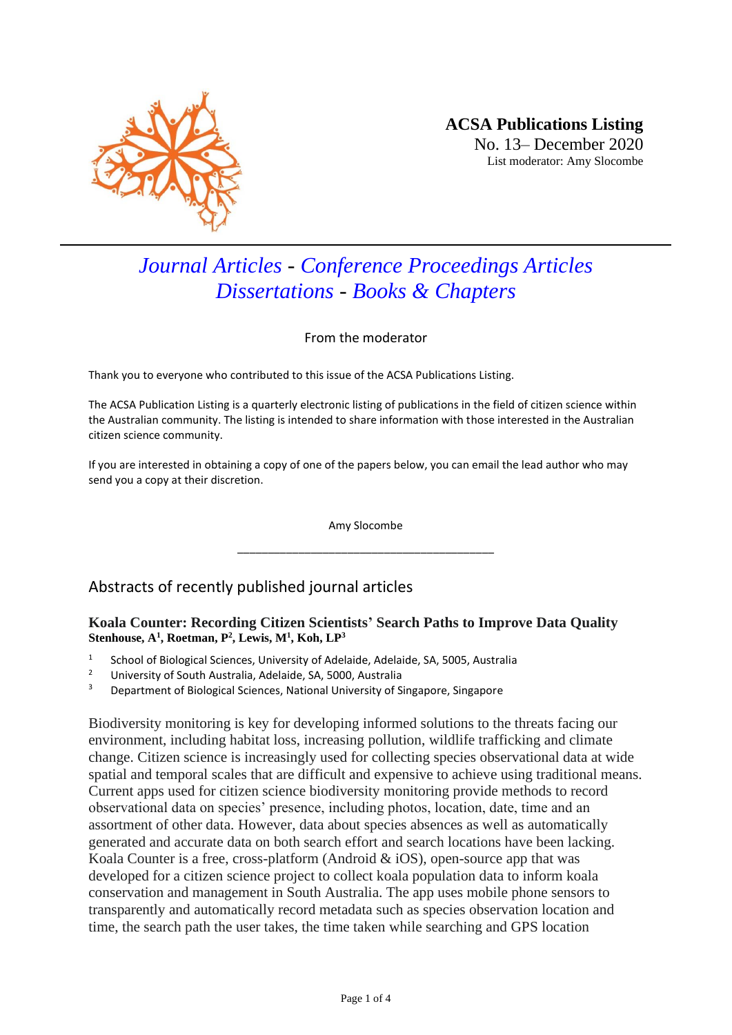**ACSA Publications Listing**
No. 13– December 2020
List moderator: Amy Slocombe

---

# *Journal Articles - Conference Proceedings Articles Dissertations - Books & Chapters*

From the moderator

Thank you to everyone who contributed to this issue of the ACSA Publications Listing.

The ACSA Publication Listing is a quarterly electronic listing of publications in the field of citizen science within the Australian community. The listing is intended to share information with those interested in the Australian citizen science community.

If you are interested in obtaining a copy of one of the papers below, you can email the lead author who may send you a copy at their discretion.

Amy Slocombe

---

## Abstracts of recently published journal articles

### Koala Counter: Recording Citizen Scientists' Search Paths to Improve Data Quality

**Stenhouse, A[1], Roetman, P[2], Lewis, M[1], Koh, LP[3]**

[1] School of Biological Sciences, University of Adelaide, Adelaide, SA, 5005, Australia
[2] University of South Australia, Adelaide, SA, 5000, Australia
[3] Department of Biological Sciences, National University of Singapore, Singapore

Biodiversity monitoring is key for developing informed solutions to the threats facing our environment, including habitat loss, increasing pollution, wildlife trafficking and climate change. Citizen science is increasingly used for collecting species observational data at wide spatial and temporal scales that are difficult and expensive to achieve using traditional means. Current apps used for citizen science biodiversity monitoring provide methods to record observational data on species' presence, including photos, location, date, time and an assortment of other data. However, data about species absences as well as automatically generated and accurate data on both search effort and search locations have been lacking. Koala Counter is a free, cross-platform (Android & iOS), open-source app that was developed for a citizen science project to collect koala population data to inform koala conservation and management in South Australia. The app uses mobile phone sensors to transparently and automatically record metadata such as species observation location and time, the search path the user takes, the time taken while searching and GPS location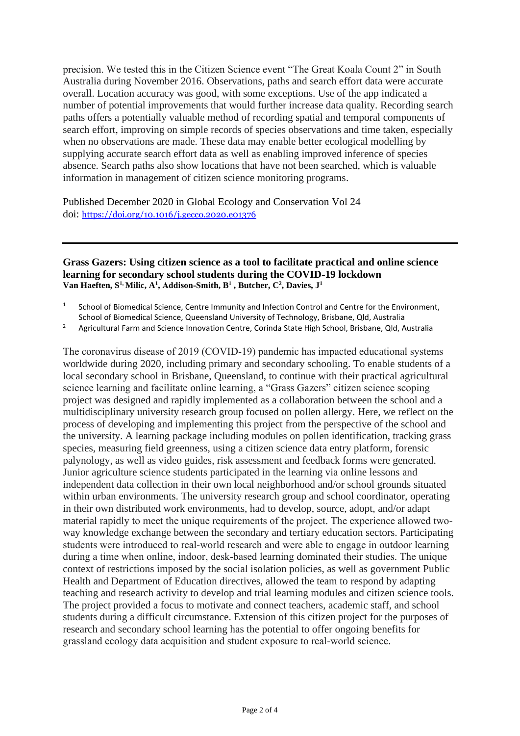precision. We tested this in the Citizen Science event "The Great Koala Count 2" in South Australia during November 2016. Observations, paths and search effort data were accurate overall. Location accuracy was good, with some exceptions. Use of the app indicated a number of potential improvements that would further increase data quality. Recording search paths offers a potentially valuable method of recording spatial and temporal components of search effort, improving on simple records of species observations and time taken, especially when no observations are made. These data may enable better ecological modelling by supplying accurate search effort data as well as enabling improved inference of species absence. Search paths also show locations that have not been searched, which is valuable information in management of citizen science monitoring programs.

Published December 2020 in Global Ecology and Conservation Vol 24
doi: https://doi.org/10.1016/j.gecco.2020.e01376

---

**Grass Gazers: Using citizen science as a tool to facilitate practical and online science learning for secondary school students during the COVID-19 lockdown**
**Van Haeften, S[1], Milic, A[1], Addison-Smith, B[1], Butcher, C[2], Davies, J[1]**

[1] School of Biomedical Science, Centre Immunity and Infection Control and Centre for the Environment, School of Biomedical Science, Queensland University of Technology, Brisbane, Qld, Australia
[2] Agricultural Farm and Science Innovation Centre, Corinda State High School, Brisbane, Qld, Australia

The coronavirus disease of 2019 (COVID-19) pandemic has impacted educational systems worldwide during 2020, including primary and secondary schooling. To enable students of a local secondary school in Brisbane, Queensland, to continue with their practical agricultural science learning and facilitate online learning, a "Grass Gazers" citizen science scoping project was designed and rapidly implemented as a collaboration between the school and a multidisciplinary university research group focused on pollen allergy. Here, we reflect on the process of developing and implementing this project from the perspective of the school and the university. A learning package including modules on pollen identification, tracking grass species, measuring field greenness, using a citizen science data entry platform, forensic palynology, as well as video guides, risk assessment and feedback forms were generated. Junior agriculture science students participated in the learning via online lessons and independent data collection in their own local neighborhood and/or school grounds situated within urban environments. The university research group and school coordinator, operating in their own distributed work environments, had to develop, source, adopt, and/or adapt material rapidly to meet the unique requirements of the project. The experience allowed two-way knowledge exchange between the secondary and tertiary education sectors. Participating students were introduced to real-world research and were able to engage in outdoor learning during a time when online, indoor, desk-based learning dominated their studies. The unique context of restrictions imposed by the social isolation policies, as well as government Public Health and Department of Education directives, allowed the team to respond by adapting teaching and research activity to develop and trial learning modules and citizen science tools. The project provided a focus to motivate and connect teachers, academic staff, and school students during a difficult circumstance. Extension of this citizen project for the purposes of research and secondary school learning has the potential to offer ongoing benefits for grassland ecology data acquisition and student exposure to real-world science.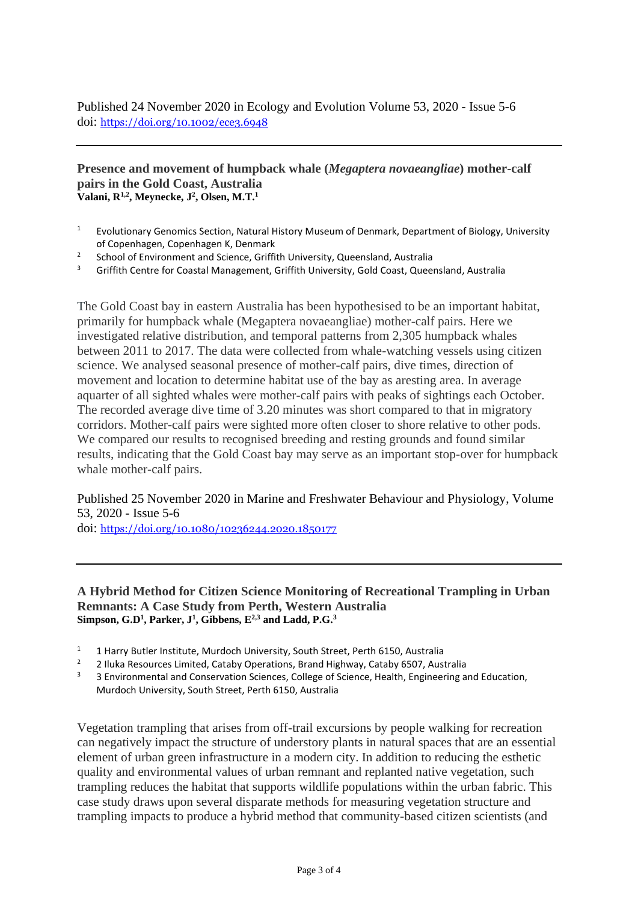Published 24 November 2020 in Ecology and Evolution Volume 53, 2020 - Issue 5-6
doi: https://doi.org/10.1002/ece3.6948

---

**Presence and movement of humpback whale (*Megaptera novaeangliae*) mother-calf pairs in the Gold Coast, Australia**
**Valani, R[1,2], Meynecke, J[2], Olsen, M.T.[1]**

1. Evolutionary Genomics Section, Natural History Museum of Denmark, Department of Biology, University of Copenhagen, Copenhagen K, Denmark
2. School of Environment and Science, Griffith University, Queensland, Australia
3. Griffith Centre for Coastal Management, Griffith University, Gold Coast, Queensland, Australia

The Gold Coast bay in eastern Australia has been hypothesised to be an important habitat, primarily for humpback whale (Megaptera novaeangliae) mother-calf pairs. Here we investigated relative distribution, and temporal patterns from 2,305 humpback whales between 2011 to 2017. The data were collected from whale-watching vessels using citizen science. We analysed seasonal presence of mother-calf pairs, dive times, direction of movement and location to determine habitat use of the bay as aresting area. In average aquarter of all sighted whales were mother-calf pairs with peaks of sightings each October. The recorded average dive time of 3.20 minutes was short compared to that in migratory corridors. Mother-calf pairs were sighted more often closer to shore relative to other pods. We compared our results to recognised breeding and resting grounds and found similar results, indicating that the Gold Coast bay may serve as an important stop-over for humpback whale mother-calf pairs.

Published 25 November 2020 in Marine and Freshwater Behaviour and Physiology, Volume 53, 2020 - Issue 5-6
doi: https://doi.org/10.1080/10236244.2020.1850177

---

**A Hybrid Method for Citizen Science Monitoring of Recreational Trampling in Urban Remnants: A Case Study from Perth, Western Australia**
**Simpson, G.D[1], Parker, J[1], Gibbens, E[2,3] and Ladd, P.G.[3]**

1. 1 Harry Butler Institute, Murdoch University, South Street, Perth 6150, Australia
2. 2 Iluka Resources Limited, Cataby Operations, Brand Highway, Cataby 6507, Australia
3. 3 Environmental and Conservation Sciences, College of Science, Health, Engineering and Education, Murdoch University, South Street, Perth 6150, Australia

Vegetation trampling that arises from off-trail excursions by people walking for recreation can negatively impact the structure of understory plants in natural spaces that are an essential element of urban green infrastructure in a modern city. In addition to reducing the esthetic quality and environmental values of urban remnant and replanted native vegetation, such trampling reduces the habitat that supports wildlife populations within the urban fabric. This case study draws upon several disparate methods for measuring vegetation structure and trampling impacts to produce a hybrid method that community-based citizen scientists (and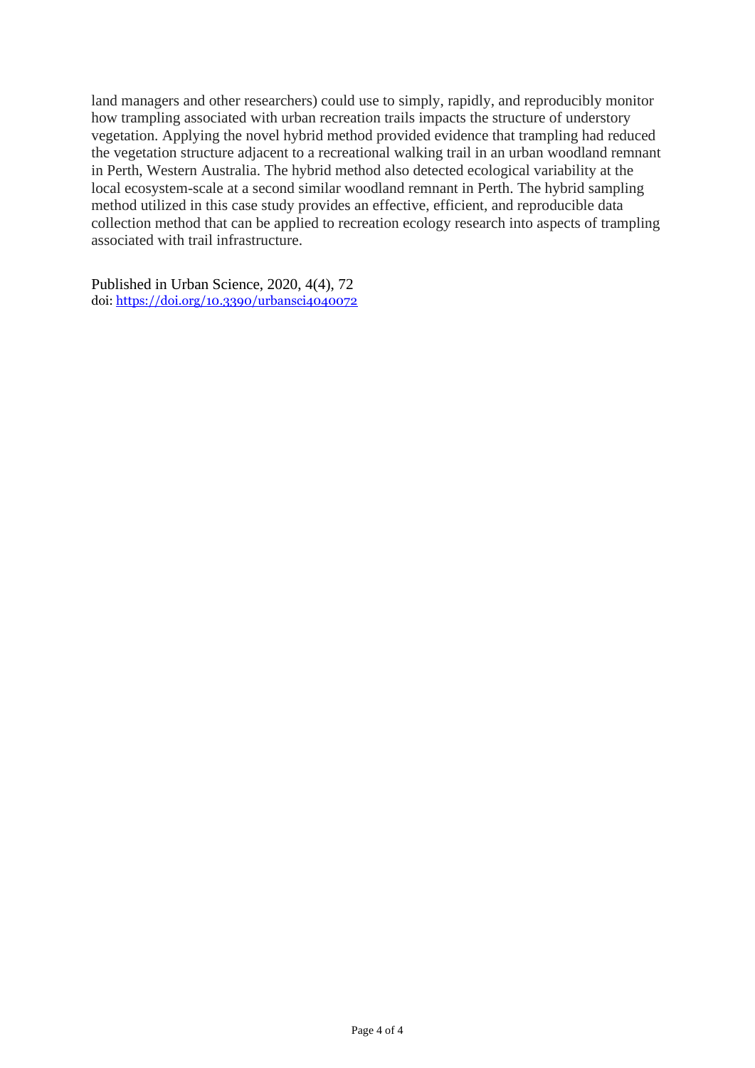land managers and other researchers) could use to simply, rapidly, and reproducibly monitor how trampling associated with urban recreation trails impacts the structure of understory vegetation. Applying the novel hybrid method provided evidence that trampling had reduced the vegetation structure adjacent to a recreational walking trail in an urban woodland remnant in Perth, Western Australia. The hybrid method also detected ecological variability at the local ecosystem-scale at a second similar woodland remnant in Perth. The hybrid sampling method utilized in this case study provides an effective, efficient, and reproducible data collection method that can be applied to recreation ecology research into aspects of trampling associated with trail infrastructure.

Published in Urban Science, 2020, 4(4), 72
doi: https://doi.org/10.3390/urbansci4040072